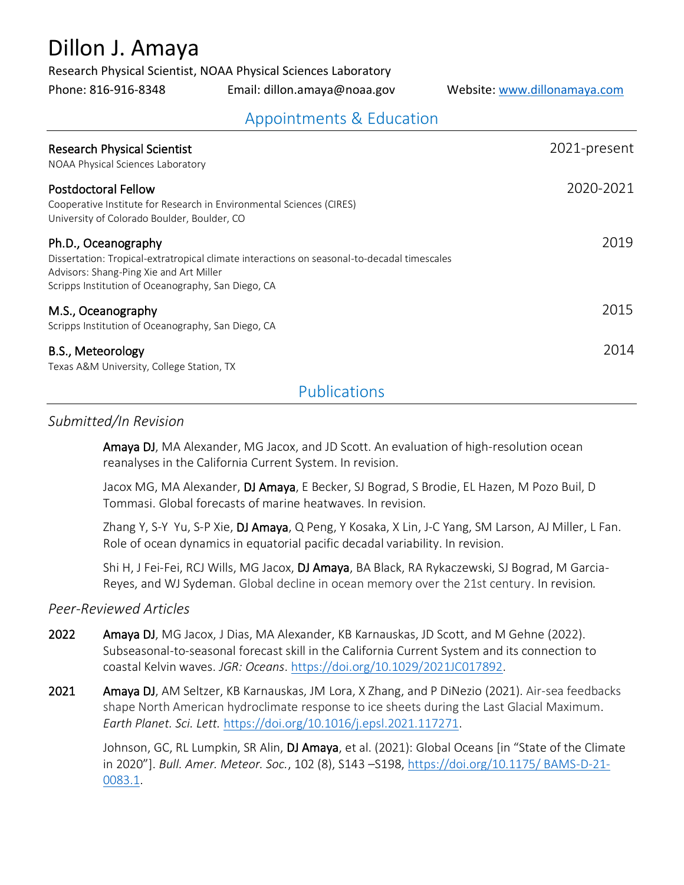# Dillon J. Amaya

Research Physical Scientist, NOAA Physical Sciences Laboratory

Phone: 816-916-8348    Email: dillon.amaya@noaa.gov    Website: [www.dillonamaya.com](www.dillonamaya.com)

## Appointments & Education

**Research Physical Scientist** — 2021-present
NOAA Physical Sciences Laboratory

**Postdoctoral Fellow** — 2020-2021
Cooperative Institute for Research in Environmental Sciences (CIRES)
University of Colorado Boulder, Boulder, CO

**Ph.D., Oceanography** — 2019
Dissertation: Tropical-extratropical climate interactions on seasonal-to-decadal timescales
Advisors: Shang-Ping Xie and Art Miller
Scripps Institution of Oceanography, San Diego, CA

**M.S., Oceanography** — 2015
Scripps Institution of Oceanography, San Diego, CA

**B.S., Meteorology** — 2014
Texas A&M University, College Station, TX

## Publications

### *Submitted/In Revision*

**Amaya DJ**, MA Alexander, MG Jacox, and JD Scott. An evaluation of high-resolution ocean reanalyses in the California Current System. In revision.

Jacox MG, MA Alexander, **DJ Amaya**, E Becker, SJ Bograd, S Brodie, EL Hazen, M Pozo Buil, D Tommasi. Global forecasts of marine heatwaves. In revision.

Zhang Y, S-Y Yu, S-P Xie, **DJ Amaya**, Q Peng, Y Kosaka, X Lin, J-C Yang, SM Larson, AJ Miller, L Fan. Role of ocean dynamics in equatorial pacific decadal variability. In revision.

Shi H, J Fei-Fei, RCJ Wills, MG Jacox, **DJ Amaya**, BA Black, RA Rykaczewski, SJ Bograd, M Garcia-Reyes, and WJ Sydeman. Global decline in ocean memory over the 21st century. In revision.

### *Peer-Reviewed Articles*

**2022** **Amaya DJ**, MG Jacox, J Dias, MA Alexander, KB Karnauskas, JD Scott, and M Gehne (2022). Subseasonal-to-seasonal forecast skill in the California Current System and its connection to coastal Kelvin waves. *JGR: Oceans*. [https://doi.org/10.1029/2021JC017892](https://doi.org/10.1029/2021JC017892).

**2021** **Amaya DJ**, AM Seltzer, KB Karnauskas, JM Lora, X Zhang, and P DiNezio (2021). Air-sea feedbacks shape North American hydroclimate response to ice sheets during the Last Glacial Maximum. *Earth Planet. Sci. Lett.* [https://doi.org/10.1016/j.epsl.2021.117271](https://doi.org/10.1016/j.epsl.2021.117271).

Johnson, GC, RL Lumpkin, SR Alin, **DJ Amaya**, et al. (2021): Global Oceans [in "State of the Climate in 2020"]. *Bull. Amer. Meteor. Soc.*, 102 (8), S143 –S198, [https://doi.org/10.1175/ BAMS-D-21-0083.1](https://doi.org/10.1175/BAMS-D-21-0083.1).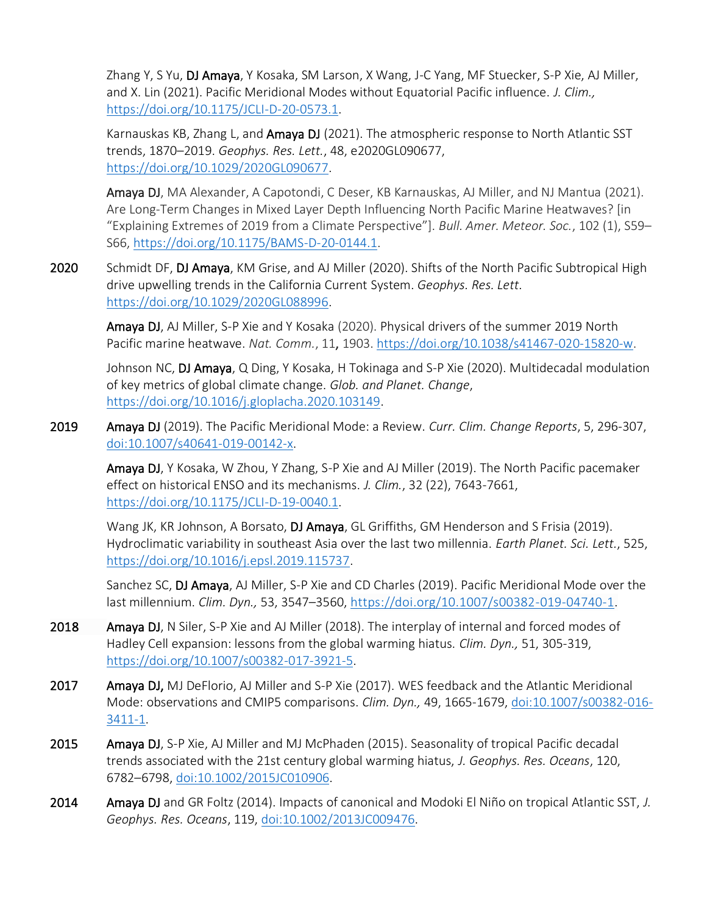Zhang Y, S Yu, **DJ Amaya**, Y Kosaka, SM Larson, X Wang, J-C Yang, MF Stuecker, S-P Xie, AJ Miller, and X. Lin (2021). Pacific Meridional Modes without Equatorial Pacific influence. *J. Clim.,* https://doi.org/10.1175/JCLI-D-20-0573.1.

Karnauskas KB, Zhang L, and **Amaya DJ** (2021). The atmospheric response to North Atlantic SST trends, 1870–2019. *Geophys. Res. Lett.*, 48, e2020GL090677, https://doi.org/10.1029/2020GL090677.

**Amaya DJ**, MA Alexander, A Capotondi, C Deser, KB Karnauskas, AJ Miller, and NJ Mantua (2021). Are Long-Term Changes in Mixed Layer Depth Influencing North Pacific Marine Heatwaves? [in "Explaining Extremes of 2019 from a Climate Perspective"]. *Bull. Amer. Meteor. Soc.*, 102 (1), S59–S66, https://doi.org/10.1175/BAMS-D-20-0144.1.

**2020** Schmidt DF, **DJ Amaya**, KM Grise, and AJ Miller (2020). Shifts of the North Pacific Subtropical High drive upwelling trends in the California Current System. *Geophys. Res. Lett*. https://doi.org/10.1029/2020GL088996.

**Amaya DJ**, AJ Miller, S-P Xie and Y Kosaka (2020). Physical drivers of the summer 2019 North Pacific marine heatwave. *Nat. Comm.*, 11**,** 1903. https://doi.org/10.1038/s41467-020-15820-w.

Johnson NC, **DJ Amaya**, Q Ding, Y Kosaka, H Tokinaga and S-P Xie (2020). Multidecadal modulation of key metrics of global climate change. *Glob. and Planet. Change*, https://doi.org/10.1016/j.gloplacha.2020.103149.

**2019** **Amaya DJ** (2019). The Pacific Meridional Mode: a Review. *Curr. Clim. Change Reports*, 5, 296-307, doi:10.1007/s40641-019-00142-x.

**Amaya DJ**, Y Kosaka, W Zhou, Y Zhang, S-P Xie and AJ Miller (2019). The North Pacific pacemaker effect on historical ENSO and its mechanisms. *J. Clim.*, 32 (22), 7643-7661, https://doi.org/10.1175/JCLI-D-19-0040.1.

Wang JK, KR Johnson, A Borsato, **DJ Amaya**, GL Griffiths, GM Henderson and S Frisia (2019). Hydroclimatic variability in southeast Asia over the last two millennia. *Earth Planet. Sci. Lett.*, 525, https://doi.org/10.1016/j.epsl.2019.115737.

Sanchez SC, **DJ Amaya**, AJ Miller, S-P Xie and CD Charles (2019). Pacific Meridional Mode over the last millennium. *Clim. Dyn.,* 53, 3547–3560, https://doi.org/10.1007/s00382-019-04740-1.

**2018** **Amaya DJ**, N Siler, S-P Xie and AJ Miller (2018). The interplay of internal and forced modes of Hadley Cell expansion: lessons from the global warming hiatus. *Clim. Dyn.,* 51, 305-319, https://doi.org/10.1007/s00382-017-3921-5.

**2017** **Amaya DJ,** MJ DeFlorio, AJ Miller and S-P Xie (2017). WES feedback and the Atlantic Meridional Mode: observations and CMIP5 comparisons. *Clim. Dyn.,* 49, 1665-1679, doi:10.1007/s00382-016-3411-1.

**2015** **Amaya DJ**, S-P Xie, AJ Miller and MJ McPhaden (2015). Seasonality of tropical Pacific decadal trends associated with the 21st century global warming hiatus, *J. Geophys. Res. Oceans*, 120, 6782–6798, doi:10.1002/2015JC010906.

**2014** **Amaya DJ** and GR Foltz (2014). Impacts of canonical and Modoki El Niño on tropical Atlantic SST, *J. Geophys. Res. Oceans*, 119, doi:10.1002/2013JC009476.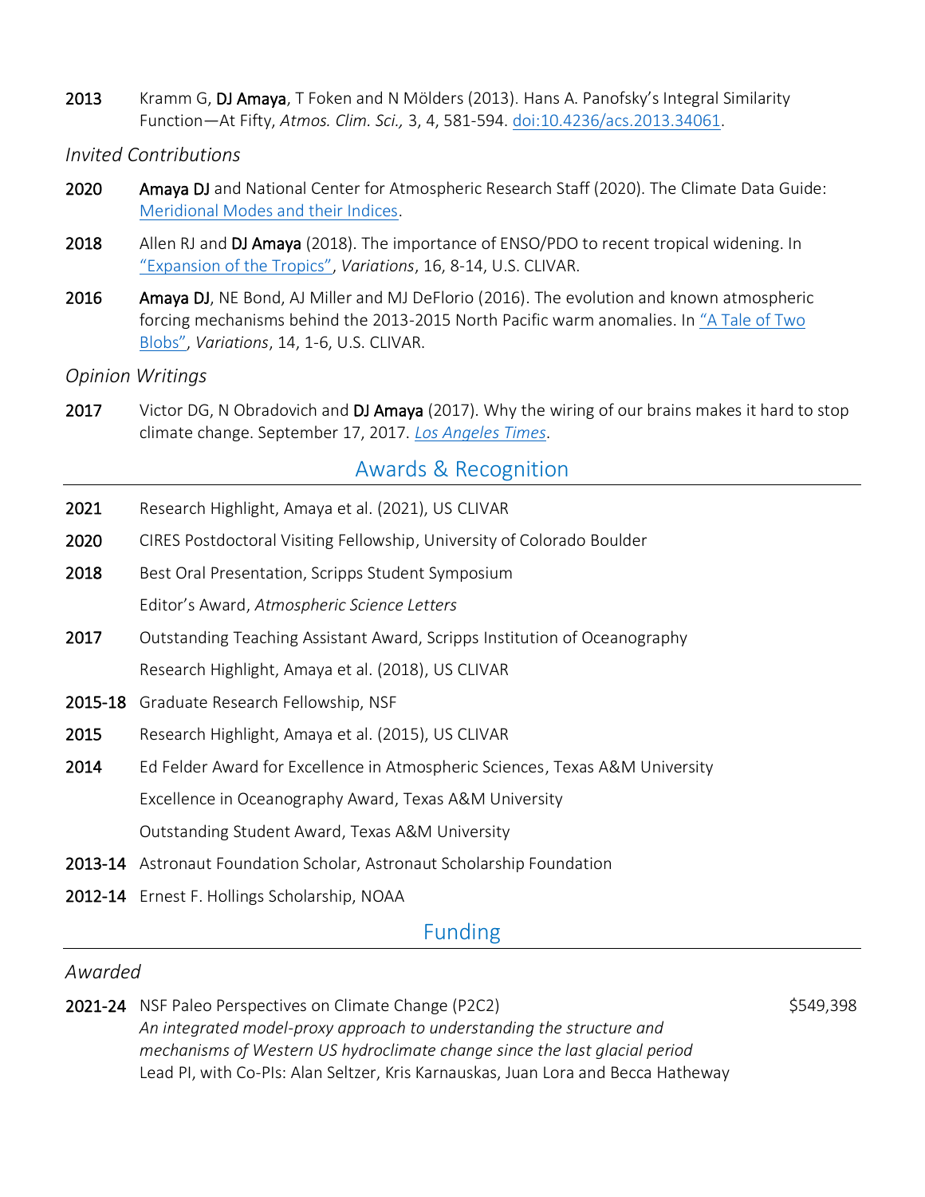**2013** Kramm G, **DJ Amaya**, T Foken and N Mölders (2013). Hans A. Panofsky's Integral Similarity Function—At Fifty, *Atmos. Clim. Sci.,* 3, 4, 581-594. doi:10.4236/acs.2013.34061.

*Invited Contributions*

**2020** **Amaya DJ** and National Center for Atmospheric Research Staff (2020). The Climate Data Guide: Meridional Modes and their Indices.

**2018** Allen RJ and **DJ Amaya** (2018). The importance of ENSO/PDO to recent tropical widening. In "Expansion of the Tropics", *Variations*, 16, 8-14, U.S. CLIVAR.

**2016** **Amaya DJ**, NE Bond, AJ Miller and MJ DeFlorio (2016). The evolution and known atmospheric forcing mechanisms behind the 2013-2015 North Pacific warm anomalies. In "A Tale of Two Blobs", *Variations*, 14, 1-6, U.S. CLIVAR.

*Opinion Writings*

**2017** Victor DG, N Obradovich and **DJ Amaya** (2017). Why the wiring of our brains makes it hard to stop climate change. September 17, 2017. *Los Angeles Times*.

## Awards & Recognition

**2021** Research Highlight, Amaya et al. (2021), US CLIVAR

**2020** CIRES Postdoctoral Visiting Fellowship, University of Colorado Boulder

**2018** Best Oral Presentation, Scripps Student Symposium

Editor's Award, *Atmospheric Science Letters*

**2017** Outstanding Teaching Assistant Award, Scripps Institution of Oceanography

Research Highlight, Amaya et al. (2018), US CLIVAR

**2015-18** Graduate Research Fellowship, NSF

**2015** Research Highlight, Amaya et al. (2015), US CLIVAR

**2014** Ed Felder Award for Excellence in Atmospheric Sciences, Texas A&M University

Excellence in Oceanography Award, Texas A&M University

Outstanding Student Award, Texas A&M University

**2013-14** Astronaut Foundation Scholar, Astronaut Scholarship Foundation

**2012-14** Ernest F. Hollings Scholarship, NOAA

## Funding

*Awarded*

**2021-24** NSF Paleo Perspectives on Climate Change (P2C2) — $549,398
*An integrated model-proxy approach to understanding the structure and mechanisms of Western US hydroclimate change since the last glacial period*
Lead PI, with Co-PIs: Alan Seltzer, Kris Karnauskas, Juan Lora and Becca Hatheway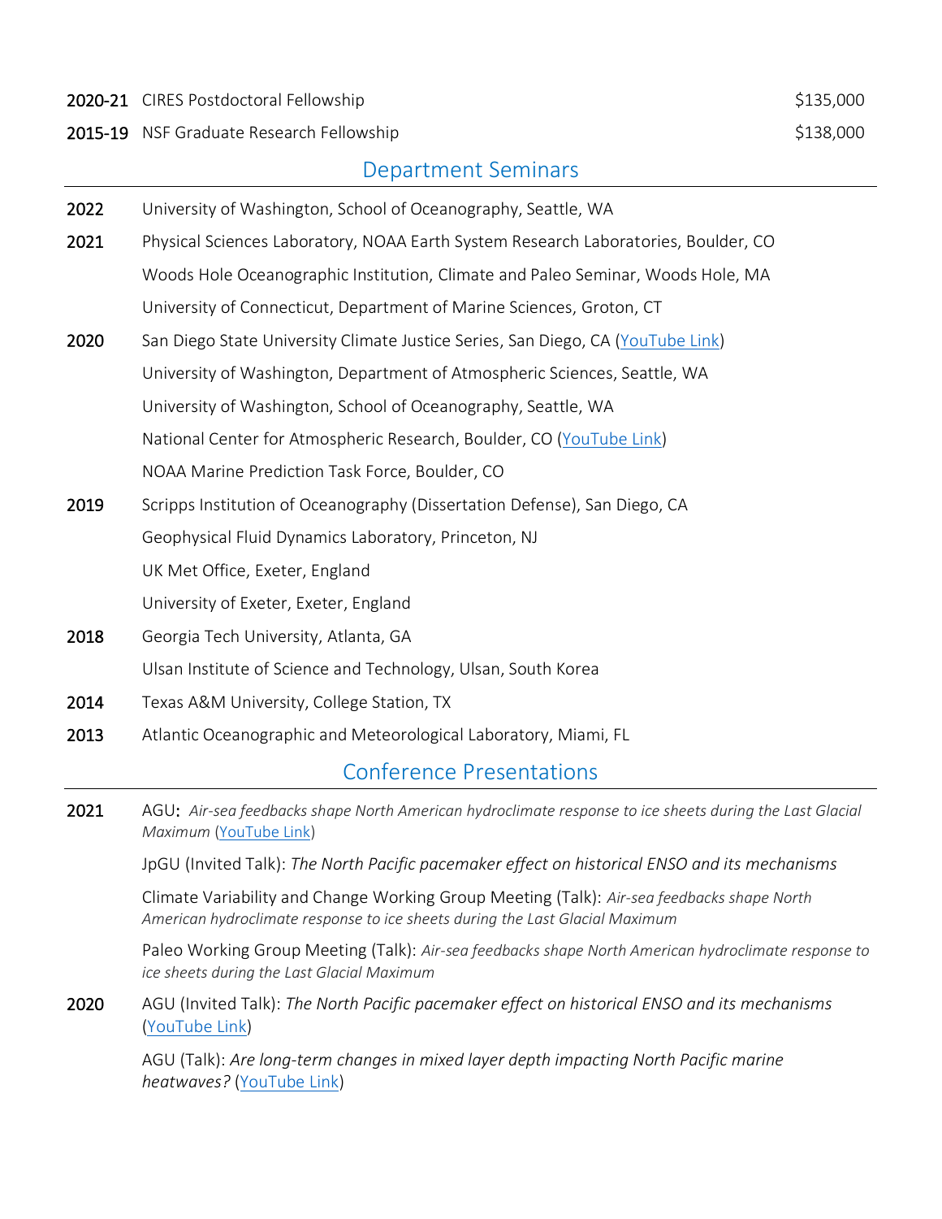| | | |
|---|---|---|
| **2020-21** | CIRES Postdoctoral Fellowship | $135,000 |
| **2015-19** | NSF Graduate Research Fellowship | $138,000 |

## Department Seminars

**2022** University of Washington, School of Oceanography, Seattle, WA

**2021** Physical Sciences Laboratory, NOAA Earth System Research Laboratories, Boulder, CO

Woods Hole Oceanographic Institution, Climate and Paleo Seminar, Woods Hole, MA

University of Connecticut, Department of Marine Sciences, Groton, CT

**2020** San Diego State University Climate Justice Series, San Diego, CA (YouTube Link)

University of Washington, Department of Atmospheric Sciences, Seattle, WA

University of Washington, School of Oceanography, Seattle, WA

National Center for Atmospheric Research, Boulder, CO (YouTube Link)

NOAA Marine Prediction Task Force, Boulder, CO

**2019** Scripps Institution of Oceanography (Dissertation Defense), San Diego, CA

Geophysical Fluid Dynamics Laboratory, Princeton, NJ

UK Met Office, Exeter, England

University of Exeter, Exeter, England

**2018** Georgia Tech University, Atlanta, GA

Ulsan Institute of Science and Technology, Ulsan, South Korea

**2014** Texas A&M University, College Station, TX

**2013** Atlantic Oceanographic and Meteorological Laboratory, Miami, FL

## Conference Presentations

**2021** AGU: *Air-sea feedbacks shape North American hydroclimate response to ice sheets during the Last Glacial Maximum* (YouTube Link)

JpGU (Invited Talk): *The North Pacific pacemaker effect on historical ENSO and its mechanisms*

Climate Variability and Change Working Group Meeting (Talk): *Air-sea feedbacks shape North American hydroclimate response to ice sheets during the Last Glacial Maximum*

Paleo Working Group Meeting (Talk): *Air-sea feedbacks shape North American hydroclimate response to ice sheets during the Last Glacial Maximum*

**2020** AGU (Invited Talk): *The North Pacific pacemaker effect on historical ENSO and its mechanisms* (YouTube Link)

AGU (Talk): *Are long-term changes in mixed layer depth impacting North Pacific marine heatwaves?* (YouTube Link)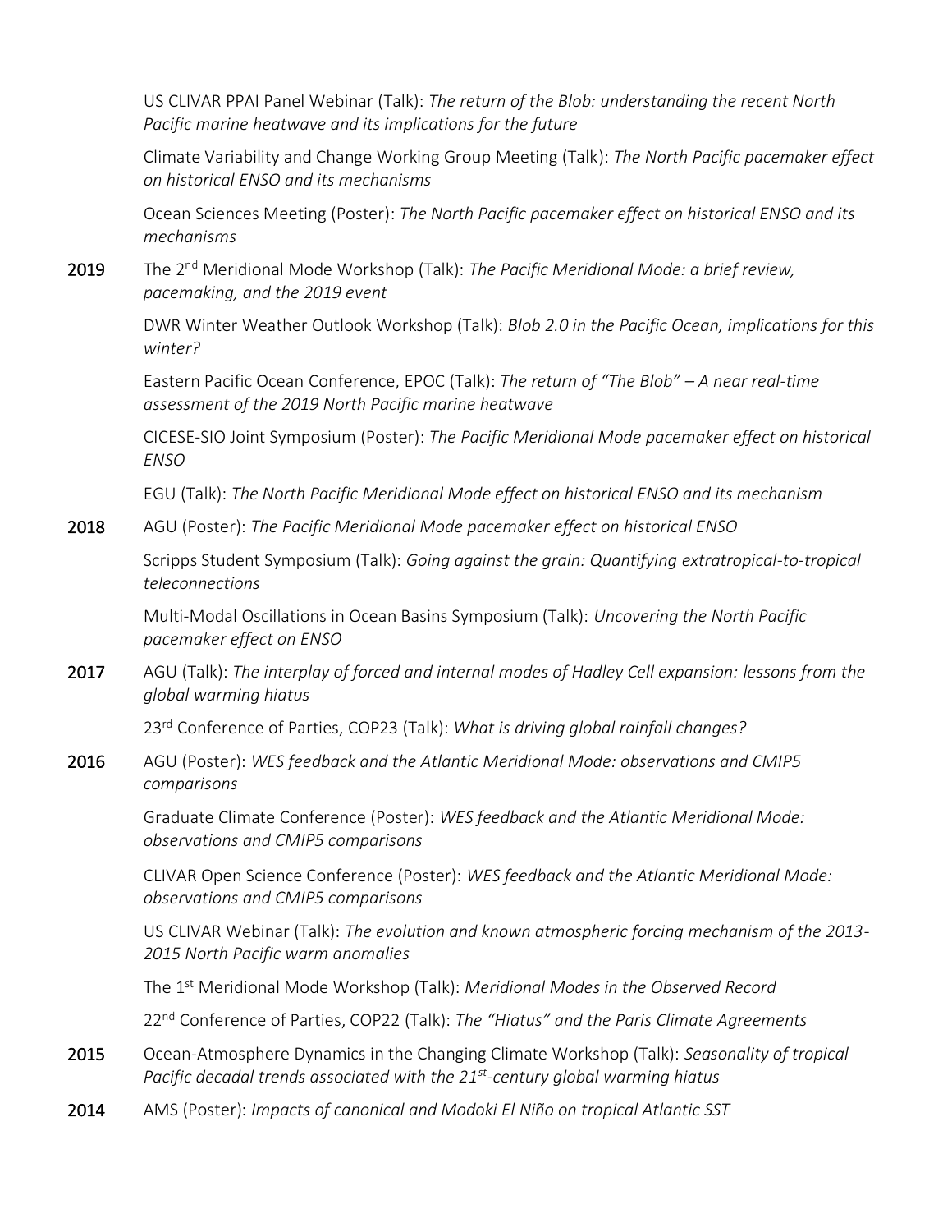US CLIVAR PPAI Panel Webinar (Talk): *The return of the Blob: understanding the recent North Pacific marine heatwave and its implications for the future*

Climate Variability and Change Working Group Meeting (Talk): *The North Pacific pacemaker effect on historical ENSO and its mechanisms*

Ocean Sciences Meeting (Poster): *The North Pacific pacemaker effect on historical ENSO and its mechanisms*

**2019** The 2nd Meridional Mode Workshop (Talk): *The Pacific Meridional Mode: a brief review, pacemaking, and the 2019 event*

DWR Winter Weather Outlook Workshop (Talk): *Blob 2.0 in the Pacific Ocean, implications for this winter?*

Eastern Pacific Ocean Conference, EPOC (Talk): *The return of "The Blob" – A near real-time assessment of the 2019 North Pacific marine heatwave*

CICESE-SIO Joint Symposium (Poster): *The Pacific Meridional Mode pacemaker effect on historical ENSO*

EGU (Talk): *The North Pacific Meridional Mode effect on historical ENSO and its mechanism*

**2018** AGU (Poster): *The Pacific Meridional Mode pacemaker effect on historical ENSO*

Scripps Student Symposium (Talk): *Going against the grain: Quantifying extratropical-to-tropical teleconnections*

Multi-Modal Oscillations in Ocean Basins Symposium (Talk): *Uncovering the North Pacific pacemaker effect on ENSO*

**2017** AGU (Talk): *The interplay of forced and internal modes of Hadley Cell expansion: lessons from the global warming hiatus*

23rd Conference of Parties, COP23 (Talk): *What is driving global rainfall changes?*

**2016** AGU (Poster): *WES feedback and the Atlantic Meridional Mode: observations and CMIP5 comparisons*

Graduate Climate Conference (Poster): *WES feedback and the Atlantic Meridional Mode: observations and CMIP5 comparisons*

CLIVAR Open Science Conference (Poster): *WES feedback and the Atlantic Meridional Mode: observations and CMIP5 comparisons*

US CLIVAR Webinar (Talk): *The evolution and known atmospheric forcing mechanism of the 2013-2015 North Pacific warm anomalies*

The 1st Meridional Mode Workshop (Talk): *Meridional Modes in the Observed Record*

22nd Conference of Parties, COP22 (Talk): *The "Hiatus" and the Paris Climate Agreements*

**2015** Ocean-Atmosphere Dynamics in the Changing Climate Workshop (Talk): *Seasonality of tropical Pacific decadal trends associated with the 21st-century global warming hiatus*

**2014** AMS (Poster): *Impacts of canonical and Modoki El Niño on tropical Atlantic SST*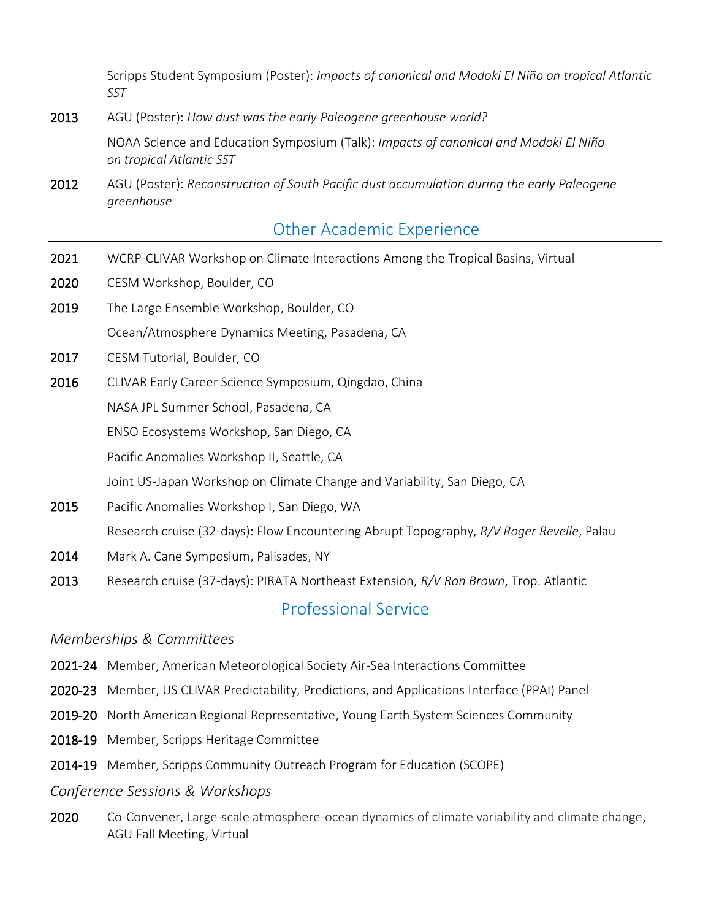Scripps Student Symposium (Poster): *Impacts of canonical and Modoki El Niño on tropical Atlantic SST*

**2013** AGU (Poster): *How dust was the early Paleogene greenhouse world?*

NOAA Science and Education Symposium (Talk): *Impacts of canonical and Modoki El Niño on tropical Atlantic SST*

**2012** AGU (Poster): *Reconstruction of South Pacific dust accumulation during the early Paleogene greenhouse*

## Other Academic Experience

**2021** WCRP-CLIVAR Workshop on Climate Interactions Among the Tropical Basins, Virtual

**2020** CESM Workshop, Boulder, CO

**2019** The Large Ensemble Workshop, Boulder, CO

Ocean/Atmosphere Dynamics Meeting, Pasadena, CA

**2017** CESM Tutorial, Boulder, CO

**2016** CLIVAR Early Career Science Symposium, Qingdao, China

NASA JPL Summer School, Pasadena, CA

ENSO Ecosystems Workshop, San Diego, CA

Pacific Anomalies Workshop II, Seattle, CA

Joint US-Japan Workshop on Climate Change and Variability, San Diego, CA

**2015** Pacific Anomalies Workshop I, San Diego, WA

Research cruise (32-days): Flow Encountering Abrupt Topography, *R/V Roger Revelle*, Palau

**2014** Mark A. Cane Symposium, Palisades, NY

**2013** Research cruise (37-days): PIRATA Northeast Extension, *R/V Ron Brown*, Trop. Atlantic

## Professional Service

### *Memberships & Committees*

**2021-24** Member, American Meteorological Society Air-Sea Interactions Committee

**2020-23** Member, US CLIVAR Predictability, Predictions, and Applications Interface (PPAI) Panel

**2019-20** North American Regional Representative, Young Earth System Sciences Community

**2018-19** Member, Scripps Heritage Committee

**2014-19** Member, Scripps Community Outreach Program for Education (SCOPE)

### *Conference Sessions & Workshops*

**2020** Co-Convener, Large-scale atmosphere-ocean dynamics of climate variability and climate change, AGU Fall Meeting, Virtual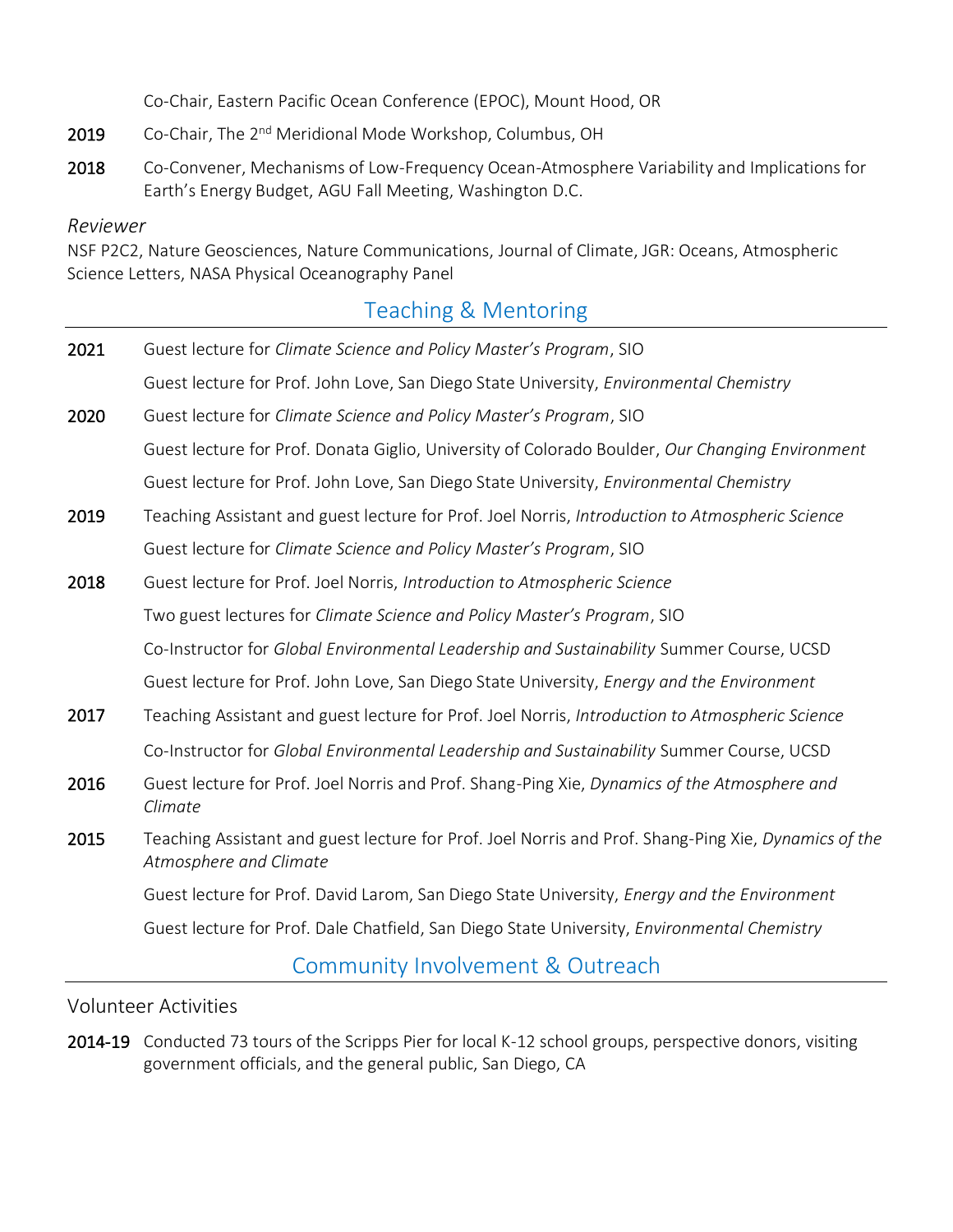Co-Chair, Eastern Pacific Ocean Conference (EPOC), Mount Hood, OR

**2019** Co-Chair, The 2nd Meridional Mode Workshop, Columbus, OH

**2018** Co-Convener, Mechanisms of Low-Frequency Ocean-Atmosphere Variability and Implications for Earth's Energy Budget, AGU Fall Meeting, Washington D.C.

*Reviewer*

NSF P2C2, Nature Geosciences, Nature Communications, Journal of Climate, JGR: Oceans, Atmospheric Science Letters, NASA Physical Oceanography Panel

## Teaching & Mentoring

**2021** Guest lecture for *Climate Science and Policy Master's Program*, SIO

Guest lecture for Prof. John Love, San Diego State University, *Environmental Chemistry*

**2020** Guest lecture for *Climate Science and Policy Master's Program*, SIO

Guest lecture for Prof. Donata Giglio, University of Colorado Boulder, *Our Changing Environment*

Guest lecture for Prof. John Love, San Diego State University, *Environmental Chemistry*

**2019** Teaching Assistant and guest lecture for Prof. Joel Norris, *Introduction to Atmospheric Science*

Guest lecture for *Climate Science and Policy Master's Program*, SIO

**2018** Guest lecture for Prof. Joel Norris, *Introduction to Atmospheric Science*

Two guest lectures for *Climate Science and Policy Master's Program*, SIO

Co-Instructor for *Global Environmental Leadership and Sustainability* Summer Course, UCSD

Guest lecture for Prof. John Love, San Diego State University, *Energy and the Environment*

**2017** Teaching Assistant and guest lecture for Prof. Joel Norris, *Introduction to Atmospheric Science*

Co-Instructor for *Global Environmental Leadership and Sustainability* Summer Course, UCSD

**2016** Guest lecture for Prof. Joel Norris and Prof. Shang-Ping Xie, *Dynamics of the Atmosphere and Climate*

**2015** Teaching Assistant and guest lecture for Prof. Joel Norris and Prof. Shang-Ping Xie, *Dynamics of the Atmosphere and Climate*

Guest lecture for Prof. David Larom, San Diego State University, *Energy and the Environment*

Guest lecture for Prof. Dale Chatfield, San Diego State University, *Environmental Chemistry*

## Community Involvement & Outreach

### Volunteer Activities

**2014-19** Conducted 73 tours of the Scripps Pier for local K-12 school groups, perspective donors, visiting government officials, and the general public, San Diego, CA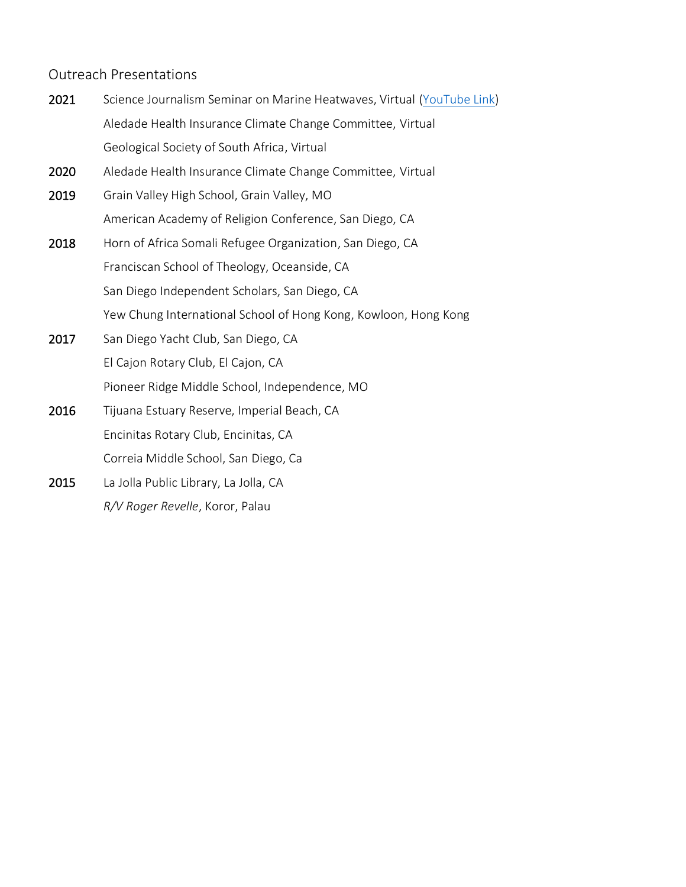## Outreach Presentations

**2021** Science Journalism Seminar on Marine Heatwaves, Virtual (YouTube Link)
Aledade Health Insurance Climate Change Committee, Virtual
Geological Society of South Africa, Virtual

**2020** Aledade Health Insurance Climate Change Committee, Virtual

**2019** Grain Valley High School, Grain Valley, MO
American Academy of Religion Conference, San Diego, CA

**2018** Horn of Africa Somali Refugee Organization, San Diego, CA
Franciscan School of Theology, Oceanside, CA
San Diego Independent Scholars, San Diego, CA
Yew Chung International School of Hong Kong, Kowloon, Hong Kong

**2017** San Diego Yacht Club, San Diego, CA
El Cajon Rotary Club, El Cajon, CA
Pioneer Ridge Middle School, Independence, MO

**2016** Tijuana Estuary Reserve, Imperial Beach, CA
Encinitas Rotary Club, Encinitas, CA
Correia Middle School, San Diego, Ca

**2015** La Jolla Public Library, La Jolla, CA
*R/V Roger Revelle*, Koror, Palau